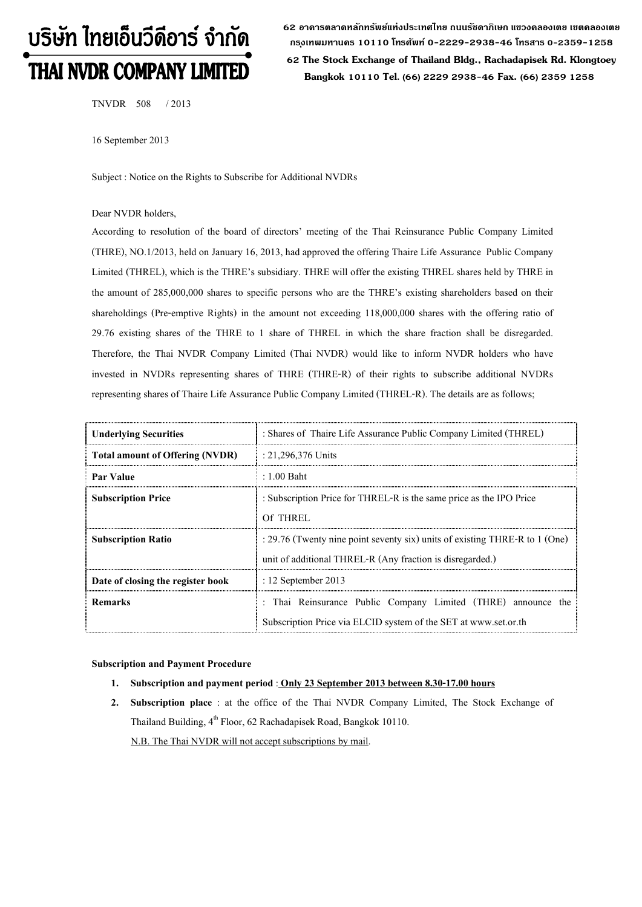# บริษัท ไทยเอ็นวีดีอาร์ จำกัด
# THAI NVDR COMPANY LIMITED

62 อาคารตลาดหลักทรัพย์แห่งประเทศไทย ถนนรัชดาภิเษก แขวงคลองเตย เขตคลองเตย กรุงเทพมหานคร 10110 โทรศัพท์ 0-2229-2938-46 โทรสาร 0-2359-1258

62 The Stock Exchange of Thailand Bldg., Rachadapisek Rd. Klongtoey Bangkok 10110 Tel. (66) 2229 2938-46 Fax. (66) 2359 1258

TNVDR 508 / 2013

16 September 2013

Subject : Notice on the Rights to Subscribe for Additional NVDRs

Dear NVDR holders,

According to resolution of the board of directors' meeting of the Thai Reinsurance Public Company Limited (THRE), NO.1/2013, held on January 16, 2013, had approved the offering Thaire Life Assurance Public Company Limited (THREL), which is the THRE's subsidiary. THRE will offer the existing THREL shares held by THRE in the amount of 285,000,000 shares to specific persons who are the THRE's existing shareholders based on their shareholdings (Pre-emptive Rights) in the amount not exceeding 118,000,000 shares with the offering ratio of 29.76 existing shares of the THRE to 1 share of THREL in which the share fraction shall be disregarded. Therefore, the Thai NVDR Company Limited (Thai NVDR) would like to inform NVDR holders who have invested in NVDRs representing shares of THRE (THRE-R) of their rights to subscribe additional NVDRs representing shares of Thaire Life Assurance Public Company Limited (THREL-R). The details are as follows;

| | |
|---|---|
| **Underlying Securities** | : Shares of Thaire Life Assurance Public Company Limited (THREL) |
| **Total amount of Offering (NVDR)** | : 21,296,376 Units |
| **Par Value** | : 1.00 Baht |
| **Subscription Price** | : Subscription Price for THREL-R is the same price as the IPO Price Of THREL |
| **Subscription Ratio** | : 29.76 (Twenty nine point seventy six) units of existing THRE-R to 1 (One) unit of additional THREL-R (Any fraction is disregarded.) |
| **Date of closing the register book** | : 12 September 2013 |
| **Remarks** | : Thai Reinsurance Public Company Limited (THRE) announce the Subscription Price via ELCID system of the SET at www.set.or.th |

**Subscription and Payment Procedure**

1. **Subscription and payment period** : **Only 23 September 2013 between 8.30-17.00 hours**
2. **Subscription place** : at the office of the Thai NVDR Company Limited, The Stock Exchange of Thailand Building, 4th Floor, 62 Rachadapisek Road, Bangkok 10110.

   N.B. The Thai NVDR will not accept subscriptions by mail.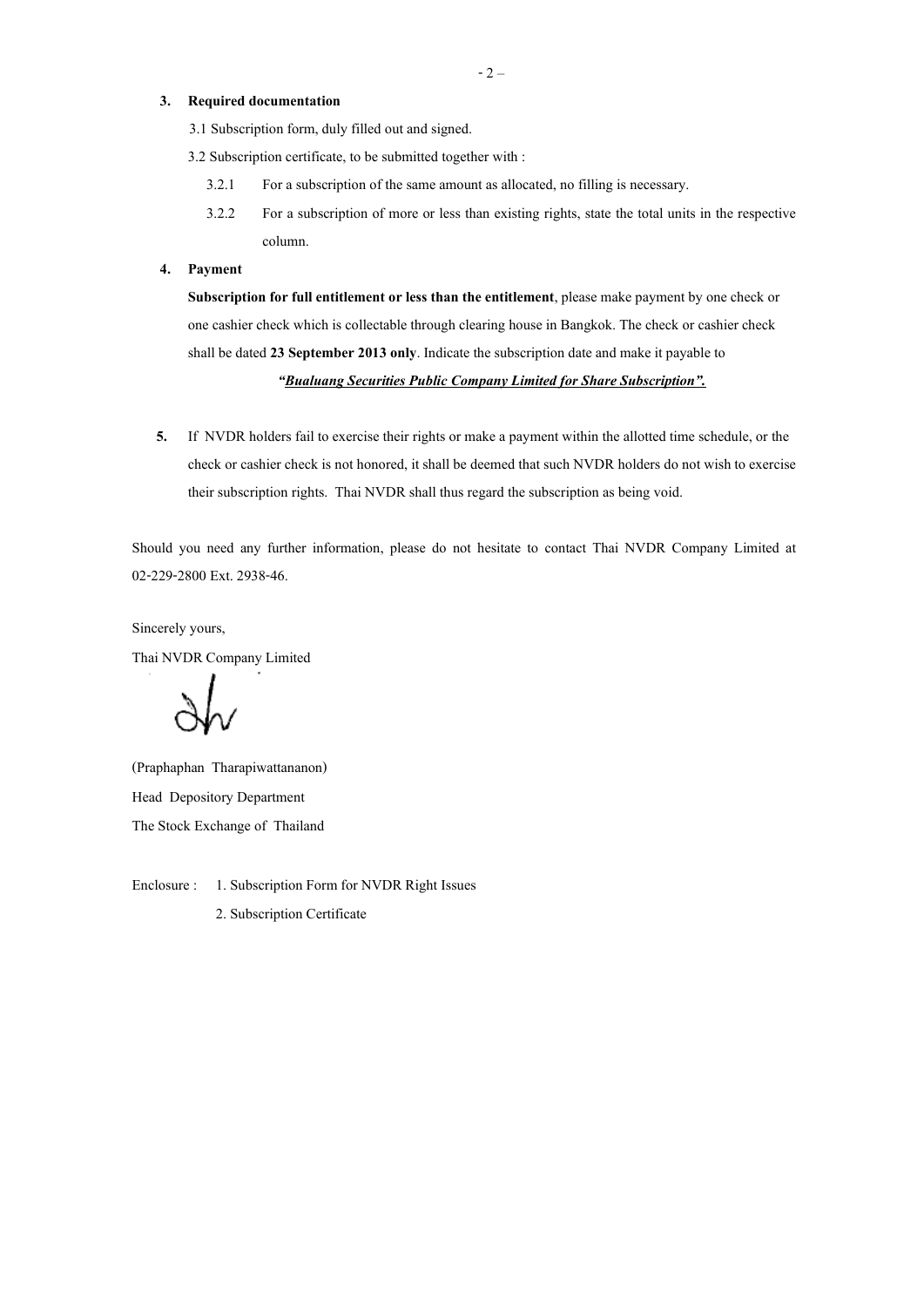3. **Required documentation**

   3.1 Subscription form, duly filled out and signed.

   3.2 Subscription certificate, to be submitted together with :

   3.2.1 For a subscription of the same amount as allocated, no filling is necessary.

   3.2.2 For a subscription of more or less than existing rights, state the total units in the respective column.

4. **Payment**

   **Subscription for full entitlement or less than the entitlement**, please make payment by one check or one cashier check which is collectable through clearing house in Bangkok. The check or cashier check shall be dated **23 September 2013 only**. Indicate the subscription date and make it payable to

   ***"Bualuang Securities Public Company Limited for Share Subscription".***

5. If NVDR holders fail to exercise their rights or make a payment within the allotted time schedule, or the check or cashier check is not honored, it shall be deemed that such NVDR holders do not wish to exercise their subscription rights. Thai NVDR shall thus regard the subscription as being void.

Should you need any further information, please do not hesitate to contact Thai NVDR Company Limited at 02-229-2800 Ext. 2938-46.

Sincerely yours,

Thai NVDR Company Limited

(Praphaphan Tharapiwattananon)

Head Depository Department

The Stock Exchange of Thailand

Enclosure : 1. Subscription Form for NVDR Right Issues

2. Subscription Certificate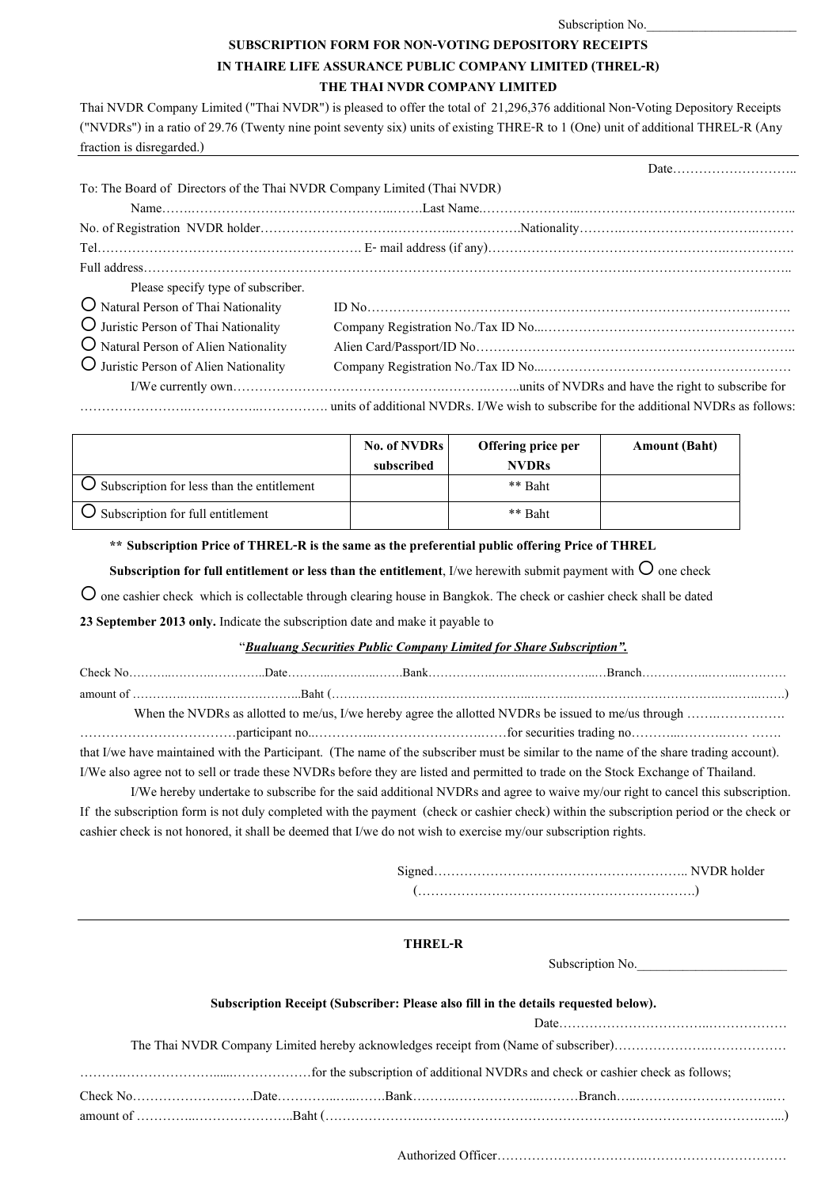Subscription No.______________________

**SUBSCRIPTION FORM FOR NON-VOTING DEPOSITORY RECEIPTS**

**IN THAIRE LIFE ASSURANCE PUBLIC COMPANY LIMITED (THREL-R)**

**THE THAI NVDR COMPANY LIMITED**

Thai NVDR Company Limited ("Thai NVDR") is pleased to offer the total of 21,296,376 additional Non-Voting Depository Receipts ("NVDRs") in a ratio of 29.76 (Twenty nine point seventy six) units of existing THRE-R to 1 (One) unit of additional THREL-R (Any fraction is disregarded.)

Date………………………..

To: The Board of Directors of the Thai NVDR Company Limited (Thai NVDR)

Name……..……………………………………..…….Last Name.…………………..…………………………………………..

No. of Registration NVDR holder…………………………..…………..…………….Nationality……….……………………….………

Tel……………………………………………………. E- mail address (if any)………………………………………………….…………….

Full address………………………………………………………………………………………………….………………………………..

Please specify type of subscriber.

○ Natural Person of Thai Nationality ID No………………………………………………………………………………….…….

○ Juristic Person of Thai Nationality Company Registration No./Tax ID No...…………………………………………………….

○ Natural Person of Alien Nationality Alien Card/Passport/ID No………………………………………………………………..

○ Juristic Person of Alien Nationality Company Registration No./Tax ID No...…………………………………………………

I/We currently own…………………………………………….……….……..units of NVDRs and have the right to subscribe for ……………………..…………...……………. units of additional NVDRs. I/We wish to subscribe for the additional NVDRs as follows:

| | No. of NVDRs subscribed | Offering price per NVDRs | Amount (Baht) |
|---|---|---|---|
| ○ Subscription for less than the entitlement | | ** Baht | |
| ○ Subscription for full entitlement | | ** Baht | |

**\*\* Subscription Price of THREL-R is the same as the preferential public offering Price of THREL**

**Subscription for full entitlement or less than the entitlement**, I/we herewith submit payment with ○ one check ○ one cashier check which is collectable through clearing house in Bangkok. The check or cashier check shall be dated **23 September 2013 only.** Indicate the subscription date and make it payable to

"***Bualuang Securities Public Company Limited for Share Subscription".***

Check No……..…..……….………..Date………..……..…….Bank…………….……..…..…………..…Branch……………..……..…………

amount of ………..……..………………..Baht (……………………………………………..……………………………….…………….…….)

When the NVDRs as allotted to me/us, I/we hereby agree the allotted NVDRs be issued to me/us through …….……………. ………………………………participant no..…………..…………………….……for securities trading no………...……….…… ……. that I/we have maintained with the Participant. (The name of the subscriber must be similar to the name of the share trading account). I/We also agree not to sell or trade these NVDRs before they are listed and permitted to trade on the Stock Exchange of Thailand.

I/We hereby undertake to subscribe for the said additional NVDRs and agree to waive my/our right to cancel this subscription. If the subscription form is not duly completed with the payment (check or cashier check) within the subscription period or the check or cashier check is not honored, it shall be deemed that I/we do not wish to exercise my/our subscription rights.

Signed………………………………………………….. NVDR holder

(……………………………………………………….)

---

**THREL-R**

Subscription No.______________________

**Subscription Receipt (Subscriber: Please also fill in the details requested below).**

Date……………………………..………………

The Thai NVDR Company Limited hereby acknowledges receipt from (Name of subscriber)………………….………………

……….…………………......………………for the subscription of additional NVDRs and check or cashier check as follows;

Check No……………………….Date………….….…….Bank……….………………..………Branch…..…………………………..…

amount of …………..…………………..Baht (…………………..…………………………………………………………………….…...)

Authorized Officer……………………………..…………………………